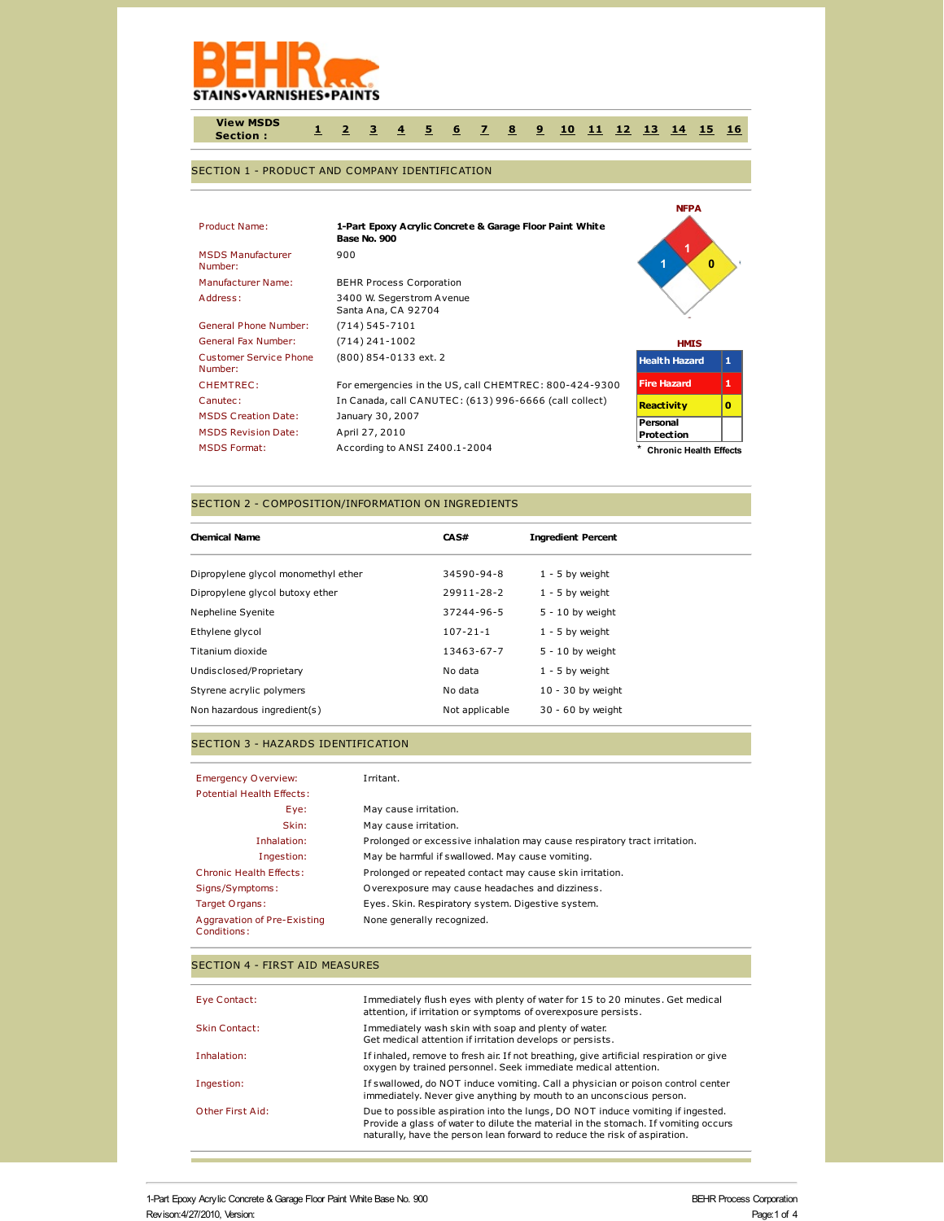BEHR
STAINS•VARNISHES•PAINTS

View MSDS Section : 1 2 3 4 5 6 7 8 9 10 11 12 13 14 15 16

## SECTION 1 - PRODUCT AND COMPANY IDENTIFICATION

| | |
|---|---|
| Product Name: | **1-Part Epoxy Acrylic Concrete & Garage Floor Paint White Base No. 900** |
| MSDS Manufacturer Number: | 900 |
| Manufacturer Name: | BEHR Process Corporation |
| Address: | 3400 W. Segerstrom Avenue<br>Santa Ana, CA 92704 |
| General Phone Number: | (714) 545-7101 |
| General Fax Number: | (714) 241-1002 |
| Customer Service Phone Number: | (800) 854-0133 ext. 2 |
| CHEMTREC: | For emergencies in the US, call CHEMTREC: 800-424-9300 |
| Canutec: | In Canada, call CANUTEC: (613) 996-6666 (call collect) |
| MSDS Creation Date: | January 30, 2007 |
| MSDS Revision Date: | April 27, 2010 |
| MSDS Format: | According to ANSI Z400.1-2004 |

**NFPA**: Health 1, Fire 1, Reactivity 0

**HMIS**

| | |
|---|---|
| Health Hazard | 1 |
| Fire Hazard | 1 |
| Reactivity | 0 |
| Personal Protection | |

\* Chronic Health Effects

## SECTION 2 - COMPOSITION/INFORMATION ON INGREDIENTS

| Chemical Name | CAS# | Ingredient Percent |
|---|---|---|
| Dipropylene glycol monomethyl ether | 34590-94-8 | 1 - 5 by weight |
| Dipropylene glycol butoxy ether | 29911-28-2 | 1 - 5 by weight |
| Nepheline Syenite | 37244-96-5 | 5 - 10 by weight |
| Ethylene glycol | 107-21-1 | 1 - 5 by weight |
| Titanium dioxide | 13463-67-7 | 5 - 10 by weight |
| Undisclosed/Proprietary | No data | 1 - 5 by weight |
| Styrene acrylic polymers | No data | 10 - 30 by weight |
| Non hazardous ingredient(s) | Not applicable | 30 - 60 by weight |

## SECTION 3 - HAZARDS IDENTIFICATION

| | |
|---|---|
| Emergency Overview: | Irritant. |
| Potential Health Effects: | |
| Eye: | May cause irritation. |
| Skin: | May cause irritation. |
| Inhalation: | Prolonged or excessive inhalation may cause respiratory tract irritation. |
| Ingestion: | May be harmful if swallowed. May cause vomiting. |
| Chronic Health Effects: | Prolonged or repeated contact may cause skin irritation. |
| Signs/Symptoms: | Overexposure may cause headaches and dizziness. |
| Target Organs: | Eyes. Skin. Respiratory system. Digestive system. |
| Aggravation of Pre-Existing Conditions: | None generally recognized. |

## SECTION 4 - FIRST AID MEASURES

| | |
|---|---|
| Eye Contact: | Immediately flush eyes with plenty of water for 15 to 20 minutes. Get medical attention, if irritation or symptoms of overexposure persists. |
| Skin Contact: | Immediately wash skin with soap and plenty of water. Get medical attention if irritation develops or persists. |
| Inhalation: | If inhaled, remove to fresh air. If not breathing, give artificial respiration or give oxygen by trained personnel. Seek immediate medical attention. |
| Ingestion: | If swallowed, do NOT induce vomiting. Call a physician or poison control center immediately. Never give anything by mouth to an unconscious person. |
| Other First Aid: | Due to possible aspiration into the lungs, DO NOT induce vomiting if ingested. Provide a glass of water to dilute the material in the stomach. If vomiting occurs naturally, have the person lean forward to reduce the risk of aspiration. |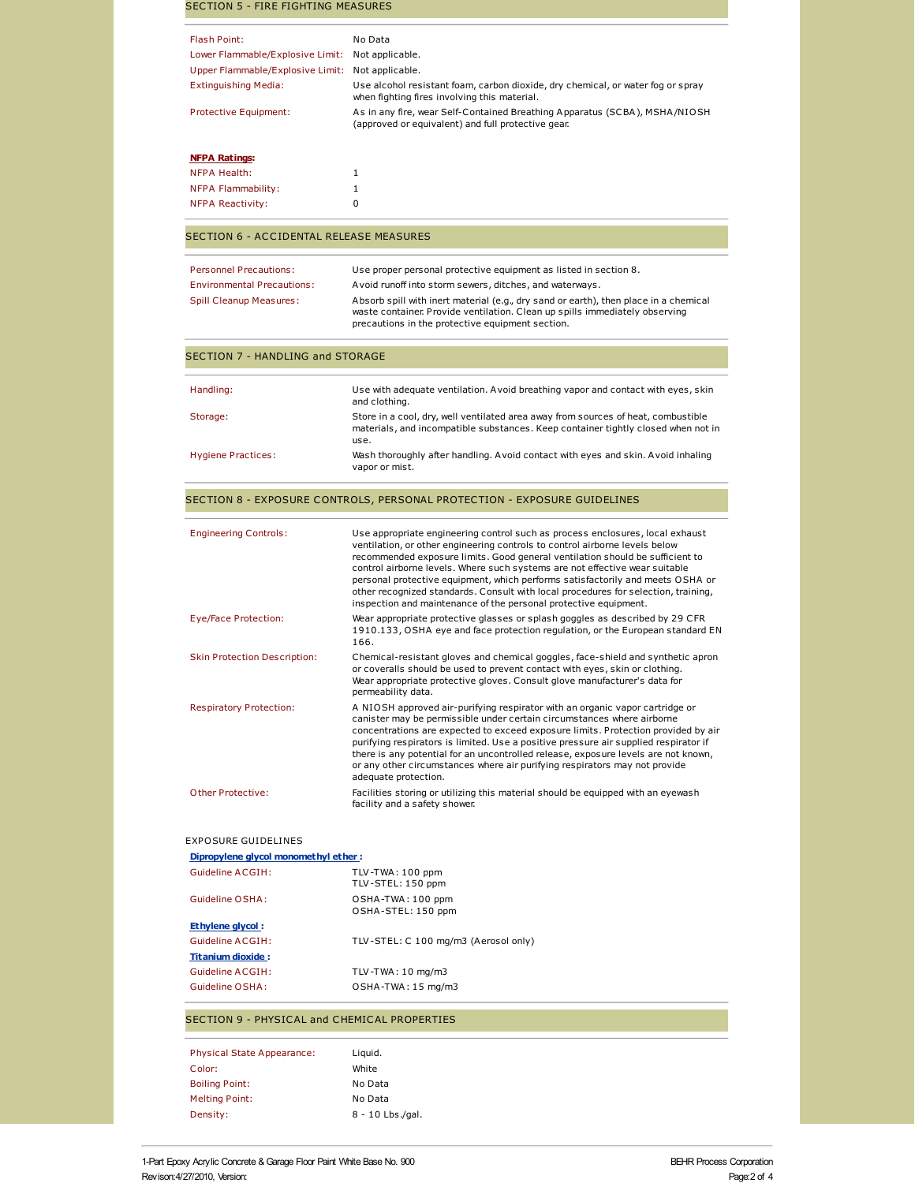## SECTION 5 - FIRE FIGHTING MEASURES

| | |
|---|---|
| Flash Point: | No Data |
| Lower Flammable/Explosive Limit: | Not applicable. |
| Upper Flammable/Explosive Limit: | Not applicable. |
| Extinguishing Media: | Use alcohol resistant foam, carbon dioxide, dry chemical, or water fog or spray when fighting fires involving this material. |
| Protective Equipment: | As in any fire, wear Self-Contained Breathing Apparatus (SCBA), MSHA/NIOSH (approved or equivalent) and full protective gear. |

**NFPA Ratings:**

| | |
|---|---|
| NFPA Health: | 1 |
| NFPA Flammability: | 1 |
| NFPA Reactivity: | 0 |

## SECTION 6 - ACCIDENTAL RELEASE MEASURES

| | |
|---|---|
| Personnel Precautions: | Use proper personal protective equipment as listed in section 8. |
| Environmental Precautions: | Avoid runoff into storm sewers, ditches, and waterways. |
| Spill Cleanup Measures: | Absorb spill with inert material (e.g., dry sand or earth), then place in a chemical waste container. Provide ventilation. Clean up spills immediately observing precautions in the protective equipment section. |

## SECTION 7 - HANDLING and STORAGE

| | |
|---|---|
| Handling: | Use with adequate ventilation. Avoid breathing vapor and contact with eyes, skin and clothing. |
| Storage: | Store in a cool, dry, well ventilated area away from sources of heat, combustible materials, and incompatible substances. Keep container tightly closed when not in use. |
| Hygiene Practices: | Wash thoroughly after handling. Avoid contact with eyes and skin. Avoid inhaling vapor or mist. |

## SECTION 8 - EXPOSURE CONTROLS, PERSONAL PROTECTION - EXPOSURE GUIDELINES

| | |
|---|---|
| Engineering Controls: | Use appropriate engineering control such as process enclosures, local exhaust ventilation, or other engineering controls to control airborne levels below recommended exposure limits. Good general ventilation should be sufficient to control airborne levels. Where such systems are not effective wear suitable personal protective equipment, which performs satisfactorily and meets OSHA or other recognized standards. Consult with local procedures for selection, training, inspection and maintenance of the personal protective equipment. |
| Eye/Face Protection: | Wear appropriate protective glasses or splash goggles as described by 29 CFR 1910.133, OSHA eye and face protection regulation, or the European standard EN 166. |
| Skin Protection Description: | Chemical-resistant gloves and chemical goggles, face-shield and synthetic apron or coveralls should be used to prevent contact with eyes, skin or clothing. Wear appropriate protective gloves. Consult glove manufacturer's data for permeability data. |
| Respiratory Protection: | A NIOSH approved air-purifying respirator with an organic vapor cartridge or canister may be permissible under certain circumstances where airborne concentrations are expected to exceed exposure limits. Protection provided by air purifying respirators is limited. Use a positive pressure air supplied respirator if there is any potential for an uncontrolled release, exposure levels are not known, or any other circumstances where air purifying respirators may not provide adequate protection. |
| Other Protective: | Facilities storing or utilizing this material should be equipped with an eyewash facility and a safety shower. |

EXPOSURE GUIDELINES

**Dipropylene glycol monomethyl ether:**

| | |
|---|---|
| Guideline ACGIH: | TLV-TWA: 100 ppm<br>TLV-STEL: 150 ppm |
| Guideline OSHA: | OSHA-TWA: 100 ppm<br>OSHA-STEL: 150 ppm |

**Ethylene glycol:**

| | |
|---|---|
| Guideline ACGIH: | TLV-STEL: C 100 mg/m3 (Aerosol only) |

**Titanium dioxide:**

| | |
|---|---|
| Guideline ACGIH: | TLV-TWA: 10 mg/m3 |
| Guideline OSHA: | OSHA-TWA: 15 mg/m3 |

## SECTION 9 - PHYSICAL and CHEMICAL PROPERTIES

| | |
|---|---|
| Physical State Appearance: | Liquid. |
| Color: | White |
| Boiling Point: | No Data |
| Melting Point: | No Data |
| Density: | 8 - 10 Lbs./gal. |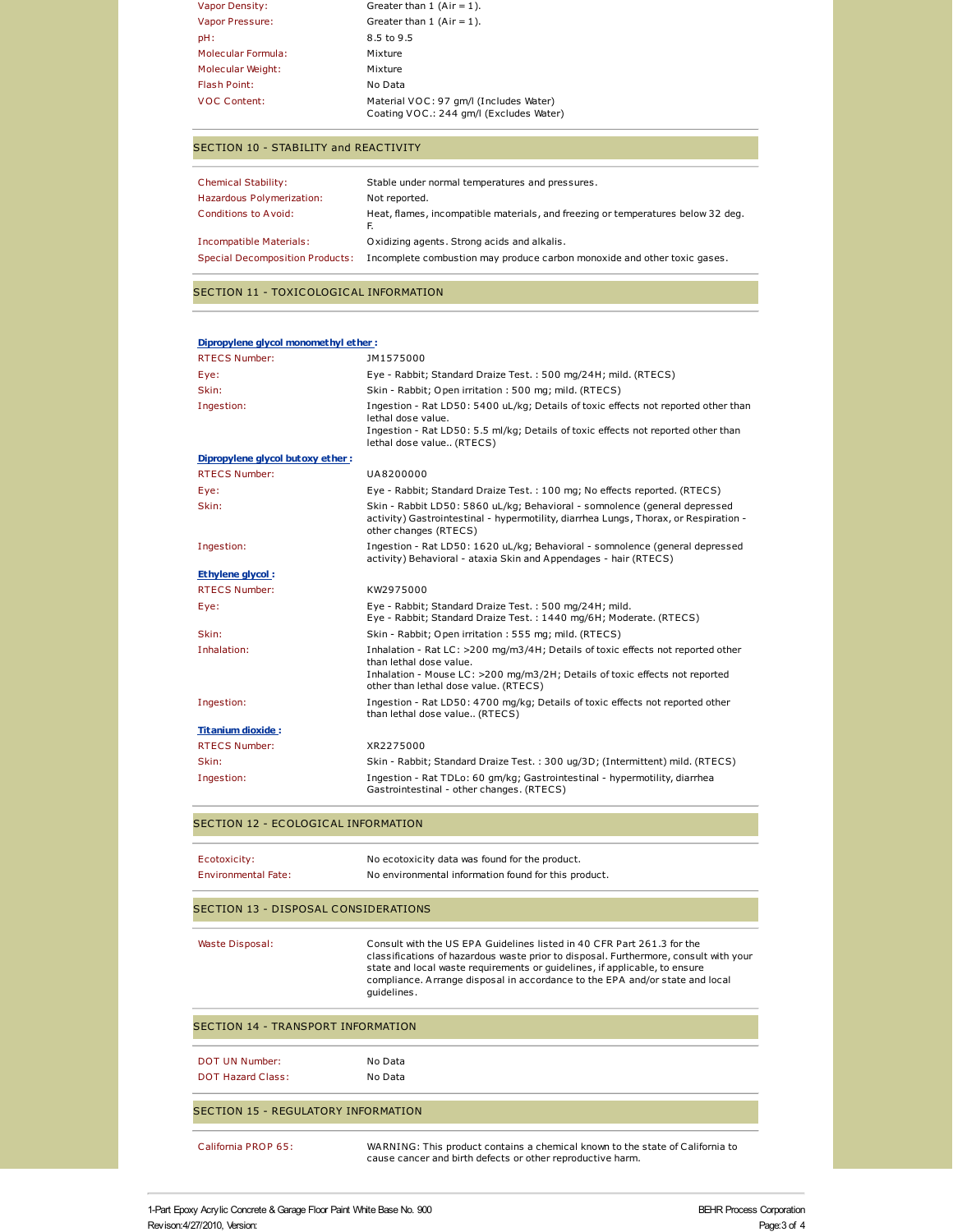| | |
|---|---|
| Vapor Density: | Greater than 1 (Air = 1). |
| Vapor Pressure: | Greater than 1 (Air = 1). |
| pH: | 8.5 to 9.5 |
| Molecular Formula: | Mixture |
| Molecular Weight: | Mixture |
| Flash Point: | No Data |
| VOC Content: | Material VOC: 97 gm/l (Includes Water)<br>Coating VOC.: 244 gm/l (Excludes Water) |

## SECTION 10 - STABILITY and REACTIVITY

| | |
|---|---|
| Chemical Stability: | Stable under normal temperatures and pressures. |
| Hazardous Polymerization: | Not reported. |
| Conditions to Avoid: | Heat, flames, incompatible materials, and freezing or temperatures below 32 deg. F. |
| Incompatible Materials: | Oxidizing agents. Strong acids and alkalis. |
| Special Decomposition Products: | Incomplete combustion may produce carbon monoxide and other toxic gases. |

## SECTION 11 - TOXICOLOGICAL INFORMATION

**Dipropylene glycol monomethyl ether :**

| | |
|---|---|
| RTECS Number: | JM1575000 |
| Eye: | Eye - Rabbit; Standard Draize Test. : 500 mg/24H; mild. (RTECS) |
| Skin: | Skin - Rabbit; Open irritation : 500 mg; mild. (RTECS) |
| Ingestion: | Ingestion - Rat LD50: 5400 uL/kg; Details of toxic effects not reported other than lethal dose value.<br>Ingestion - Rat LD50: 5.5 ml/kg; Details of toxic effects not reported other than lethal dose value.. (RTECS) |

**Dipropylene glycol butoxy ether :**

| | |
|---|---|
| RTECS Number: | UA8200000 |
| Eye: | Eye - Rabbit; Standard Draize Test. : 100 mg; No effects reported. (RTECS) |
| Skin: | Skin - Rabbit LD50: 5860 uL/kg; Behavioral - somnolence (general depressed activity) Gastrointestinal - hypermotility, diarrhea Lungs, Thorax, or Respiration - other changes (RTECS) |
| Ingestion: | Ingestion - Rat LD50: 1620 uL/kg; Behavioral - somnolence (general depressed activity) Behavioral - ataxia Skin and Appendages - hair (RTECS) |

**Ethylene glycol :**

| | |
|---|---|
| RTECS Number: | KW2975000 |
| Eye: | Eye - Rabbit; Standard Draize Test. : 500 mg/24H; mild.<br>Eye - Rabbit; Standard Draize Test. : 1440 mg/6H; Moderate. (RTECS) |
| Skin: | Skin - Rabbit; Open irritation : 555 mg; mild. (RTECS) |
| Inhalation: | Inhalation - Rat LC: >200 mg/m3/4H; Details of toxic effects not reported other than lethal dose value.<br>Inhalation - Mouse LC: >200 mg/m3/2H; Details of toxic effects not reported other than lethal dose value. (RTECS) |
| Ingestion: | Ingestion - Rat LD50: 4700 mg/kg; Details of toxic effects not reported other than lethal dose value.. (RTECS) |

**Titanium dioxide :**

| | |
|---|---|
| RTECS Number: | XR2275000 |
| Skin: | Skin - Rabbit; Standard Draize Test. : 300 ug/3D; (Intermittent) mild. (RTECS) |
| Ingestion: | Ingestion - Rat TDLo: 60 gm/kg; Gastrointestinal - hypermotility, diarrhea Gastrointestinal - other changes. (RTECS) |

## SECTION 12 - ECOLOGICAL INFORMATION

| | |
|---|---|
| Ecotoxicity: | No ecotoxicity data was found for the product. |
| Environmental Fate: | No environmental information found for this product. |

## SECTION 13 - DISPOSAL CONSIDERATIONS

| | |
|---|---|
| Waste Disposal: | Consult with the US EPA Guidelines listed in 40 CFR Part 261.3 for the classifications of hazardous waste prior to disposal. Furthermore, consult with your state and local waste requirements or guidelines, if applicable, to ensure compliance. Arrange disposal in accordance to the EPA and/or state and local guidelines. |

## SECTION 14 - TRANSPORT INFORMATION

| | |
|---|---|
| DOT UN Number: | No Data |
| DOT Hazard Class: | No Data |

## SECTION 15 - REGULATORY INFORMATION

| | |
|---|---|
| California PROP 65: | WARNING: This product contains a chemical known to the state of California to cause cancer and birth defects or other reproductive harm. |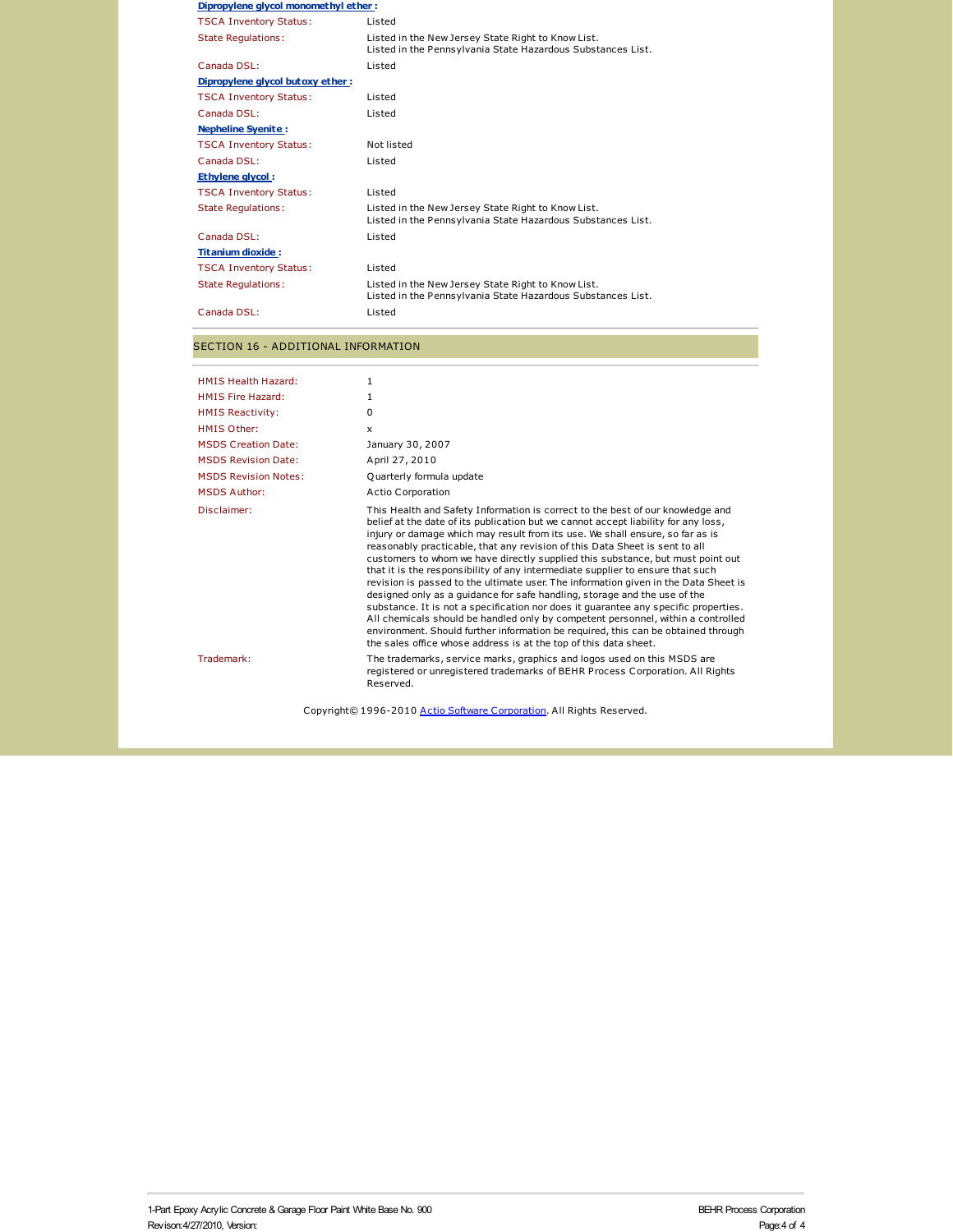**Dipropylene glycol monomethyl ether :**

| | |
|---|---|
| TSCA Inventory Status: | Listed |
| State Regulations: | Listed in the New Jersey State Right to Know List.<br>Listed in the Pennsylvania State Hazardous Substances List. |
| Canada DSL: | Listed |

**Dipropylene glycol butoxy ether :**

| | |
|---|---|
| TSCA Inventory Status: | Listed |
| Canada DSL: | Listed |

**Nepheline Syenite :**

| | |
|---|---|
| TSCA Inventory Status: | Not listed |
| Canada DSL: | Listed |

**Ethylene glycol :**

| | |
|---|---|
| TSCA Inventory Status: | Listed |
| State Regulations: | Listed in the New Jersey State Right to Know List.<br>Listed in the Pennsylvania State Hazardous Substances List. |
| Canada DSL: | Listed |

**Titanium dioxide :**

| | |
|---|---|
| TSCA Inventory Status: | Listed |
| State Regulations: | Listed in the New Jersey State Right to Know List.<br>Listed in the Pennsylvania State Hazardous Substances List. |
| Canada DSL: | Listed |

## SECTION 16 - ADDITIONAL INFORMATION

| | |
|---|---|
| HMIS Health Hazard: | 1 |
| HMIS Fire Hazard: | 1 |
| HMIS Reactivity: | 0 |
| HMIS Other: | x |
| MSDS Creation Date: | January 30, 2007 |
| MSDS Revision Date: | April 27, 2010 |
| MSDS Revision Notes: | Quarterly formula update |
| MSDS Author: | Actio Corporation |
| Disclaimer: | This Health and Safety Information is correct to the best of our knowledge and belief at the date of its publication but we cannot accept liability for any loss, injury or damage which may result from its use. We shall ensure, so far as is reasonably practicable, that any revision of this Data Sheet is sent to all customers to whom we have directly supplied this substance, but must point out that it is the responsibility of any intermediate supplier to ensure that such revision is passed to the ultimate user. The information given in the Data Sheet is designed only as a guidance for safe handling, storage and the use of the substance. It is not a specification nor does it guarantee any specific properties. All chemicals should be handled only by competent personnel, within a controlled environment. Should further information be required, this can be obtained through the sales office whose address is at the top of this data sheet. |
| Trademark: | The trademarks, service marks, graphics and logos used on this MSDS are registered or unregistered trademarks of BEHR Process Corporation. All Rights Reserved. |

Copyright© 1996-2010 Actio Software Corporation. All Rights Reserved.